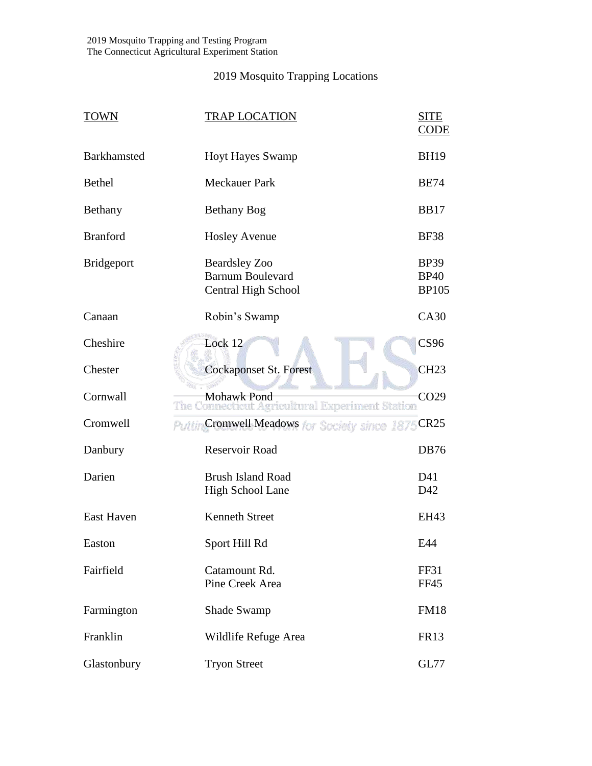2019 Mosquito Trapping and Testing Program
The Connecticut Agricultural Experiment Station

# 2019 Mosquito Trapping Locations

| TOWN | TRAP LOCATION | SITE CODE |
|---|---|---|
| Barkhamsted | Hoyt Hayes Swamp | BH19 |
| Bethel | Meckauer Park | BE74 |
| Bethany | Bethany Bog | BB17 |
| Branford | Hosley Avenue | BF38 |
| Bridgeport | Beardsley Zoo | BP39 |
| | Barnum Boulevard | BP40 |
| | Central High School | BP105 |
| Canaan | Robin's Swamp | CA30 |
| Cheshire | Lock 12 | CS96 |
| Chester | Cockaponset St. Forest | CH23 |
| Cornwall | Mohawk Pond | CO29 |
| Cromwell | Cromwell Meadows | CR25 |
| Danbury | Reservoir Road | DB76 |
| Darien | Brush Island Road | D41 |
| | High School Lane | D42 |
| East Haven | Kenneth Street | EH43 |
| Easton | Sport Hill Rd | E44 |
| Fairfield | Catamount Rd. | FF31 |
| | Pine Creek Area | FF45 |
| Farmington | Shade Swamp | FM18 |
| Franklin | Wildlife Refuge Area | FR13 |
| Glastonbury | Tryon Street | GL77 |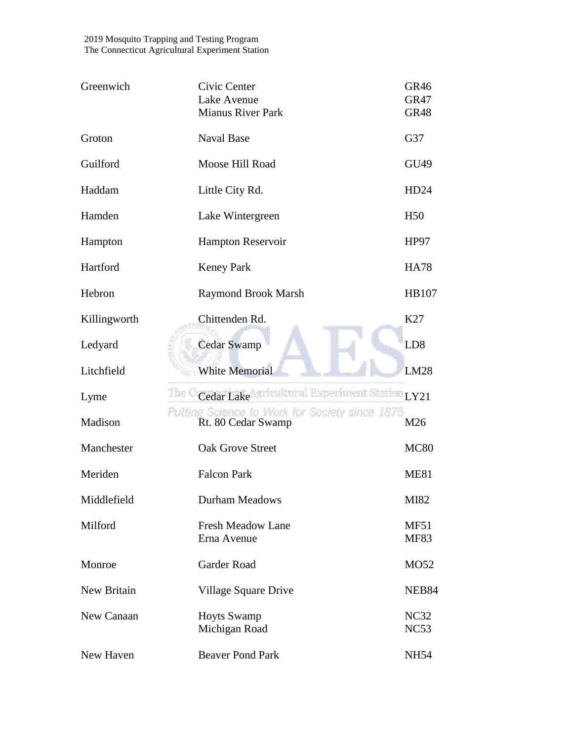| Town | Site | Code |
|---|---|---|
| Greenwich | Civic Center | GR46 |
| | Lake Avenue | GR47 |
| | Mianus River Park | GR48 |
| Groton | Naval Base | G37 |
| Guilford | Moose Hill Road | GU49 |
| Haddam | Little City Rd. | HD24 |
| Hamden | Lake Wintergreen | H50 |
| Hampton | Hampton Reservoir | HP97 |
| Hartford | Keney Park | HA78 |
| Hebron | Raymond Brook Marsh | HB107 |
| Killingworth | Chittenden Rd. | K27 |
| Ledyard | Cedar Swamp | LD8 |
| Litchfield | White Memorial | LM28 |
| Lyme | Cedar Lake | LY21 |
| Madison | Rt. 80 Cedar Swamp | M26 |
| Manchester | Oak Grove Street | MC80 |
| Meriden | Falcon Park | ME81 |
| Middlefield | Durham Meadows | MI82 |
| Milford | Fresh Meadow Lane | MF51 |
| | Erna Avenue | MF83 |
| Monroe | Garder Road | MO52 |
| New Britain | Village Square Drive | NEB84 |
| New Canaan | Hoyts Swamp | NC32 |
| | Michigan Road | NC53 |
| New Haven | Beaver Pond Park | NH54 |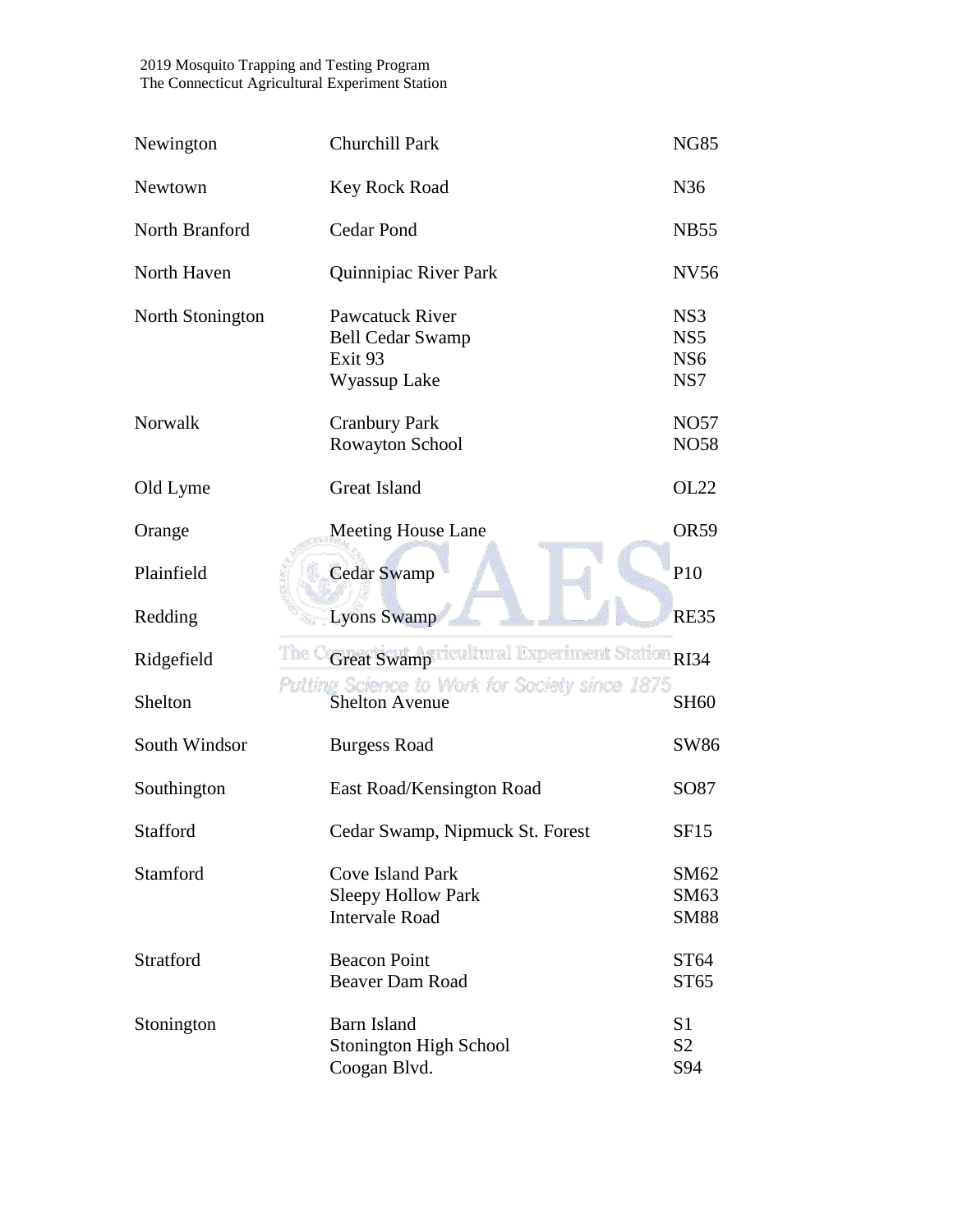| Town | Location | Site |
|---|---|---|
| Newington | Churchill Park | NG85 |
| Newtown | Key Rock Road | N36 |
| North Branford | Cedar Pond | NB55 |
| North Haven | Quinnipiac River Park | NV56 |
| North Stonington | Pawcatuck River | NS3 |
| | Bell Cedar Swamp | NS5 |
| | Exit 93 | NS6 |
| | Wyassup Lake | NS7 |
| Norwalk | Cranbury Park | NO57 |
| | Rowayton School | NO58 |
| Old Lyme | Great Island | OL22 |
| Orange | Meeting House Lane | OR59 |
| Plainfield | Cedar Swamp | P10 |
| Redding | Lyons Swamp | RE35 |
| Ridgefield | Great Swamp | RI34 |
| Shelton | Shelton Avenue | SH60 |
| South Windsor | Burgess Road | SW86 |
| Southington | East Road/Kensington Road | SO87 |
| Stafford | Cedar Swamp, Nipmuck St. Forest | SF15 |
| Stamford | Cove Island Park | SM62 |
| | Sleepy Hollow Park | SM63 |
| | Intervale Road | SM88 |
| Stratford | Beacon Point | ST64 |
| | Beaver Dam Road | ST65 |
| Stonington | Barn Island | S1 |
| | Stonington High School | S2 |
| | Coogan Blvd. | S94 |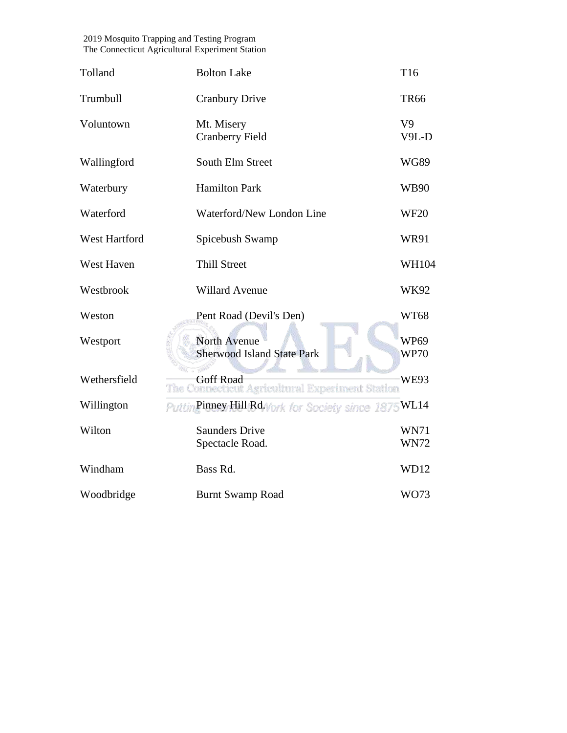| | | |
|---|---|---|
| Tolland | Bolton Lake | T16 |
| Trumbull | Cranbury Drive | TR66 |
| Voluntown | Mt. Misery | V9 |
| | Cranberry Field | V9L-D |
| Wallingford | South Elm Street | WG89 |
| Waterbury | Hamilton Park | WB90 |
| Waterford | Waterford/New London Line | WF20 |
| West Hartford | Spicebush Swamp | WR91 |
| West Haven | Thill Street | WH104 |
| Westbrook | Willard Avenue | WK92 |
| Weston | Pent Road (Devil's Den) | WT68 |
| Westport | North Avenue | WP69 |
| | Sherwood Island State Park | WP70 |
| Wethersfield | Goff Road | WE93 |
| Willington | Pinney Hill Rd. | WL14 |
| Wilton | Saunders Drive | WN71 |
| | Spectacle Road. | WN72 |
| Windham | Bass Rd. | WD12 |
| Woodbridge | Burnt Swamp Road | WO73 |